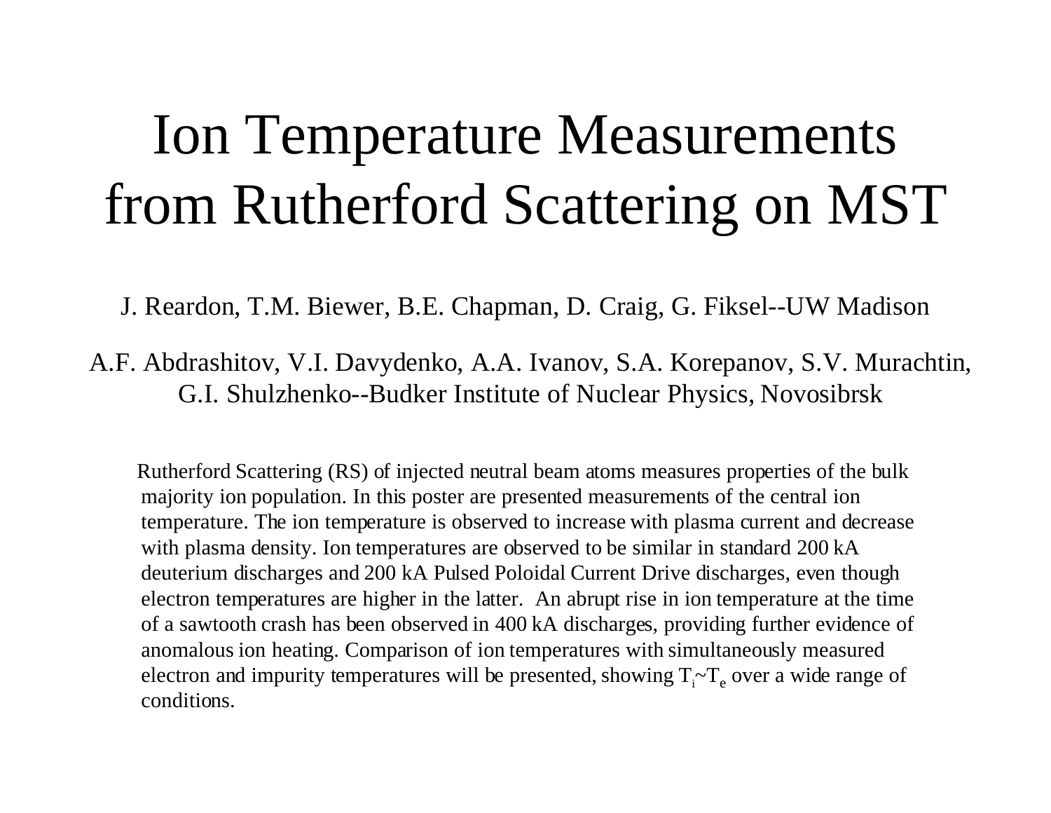# Ion Temperature Measurements from Rutherford Scattering on MST

J. Reardon, T.M. Biewer, B.E. Chapman, D. Craig, G. Fiksel--UW Madison

A.F. Abdrashitov, V.I. Davydenko, A.A. Ivanov, S.A. Korepanov, S.V. Murachtin, G.I. Shulzhenko--Budker Institute of Nuclear Physics, Novosibrsk

Rutherford Scattering (RS) of injected neutral beam atoms measures properties of the bulk majority ion population. In this poster are presented measurements of the central ion temperature. The ion temperature is observed to increase with plasma current and decrease with plasma density. Ion temperatures are observed to be similar in standard 200 kA deuterium discharges and 200 kA Pulsed Poloidal Current Drive discharges, even though electron temperatures are higher in the latter. An abrupt rise in ion temperature at the time of a sawtooth crash has been observed in 400 kA discharges, providing further evidence of anomalous ion heating. Comparison of ion temperatures with simultaneously measured electron and impurity temperatures will be presented, showing $T_i \sim T_e$ over a wide range of conditions.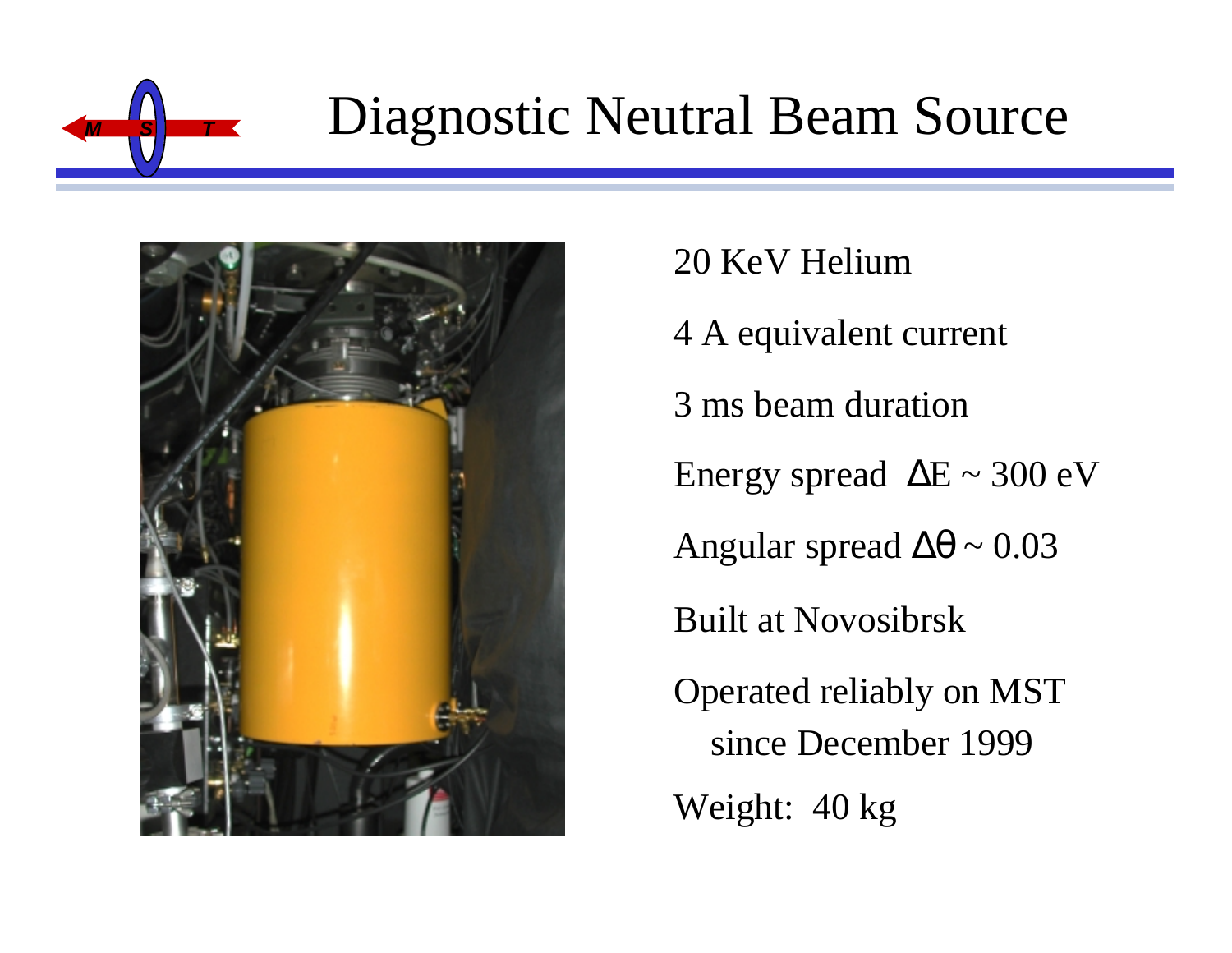# Diagnostic Neutral Beam Source

20 KeV Helium

4 A equivalent current

3 ms beam duration

Energy spread $\Delta E \sim 300$ eV

Angular spread $\Delta\theta \sim 0.03$

Built at Novosibrsk

Operated reliably on MST since December 1999

Weight: 40 kg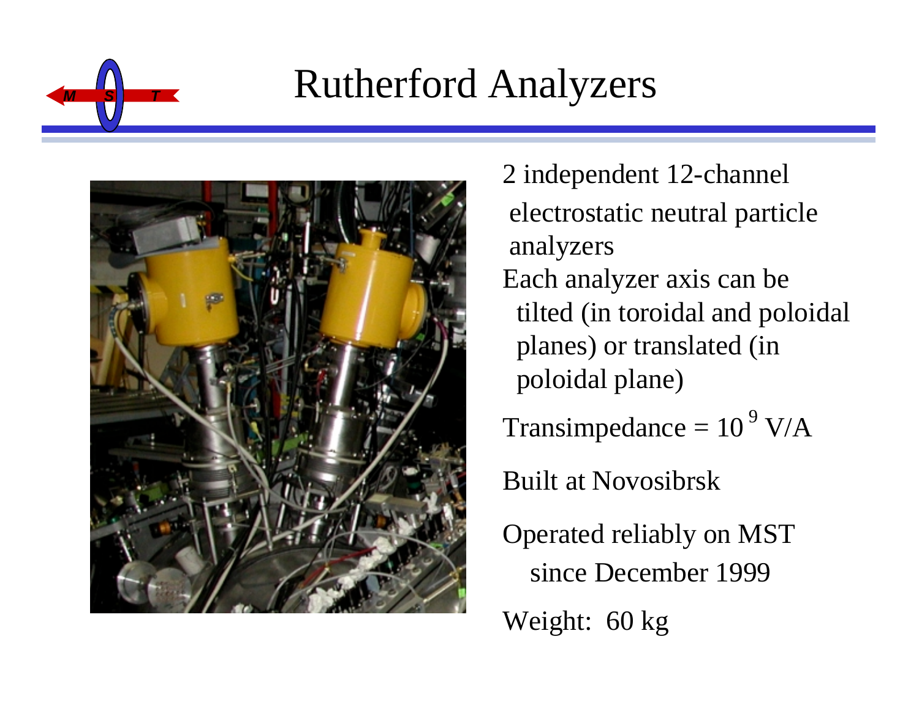# Rutherford Analyzers

2 independent 12-channel electrostatic neutral particle analyzers

Each analyzer axis can be tilted (in toroidal and poloidal planes) or translated (in poloidal plane)

Transimpedance = $10^9$ V/A

Built at Novosibrsk

Operated reliably on MST since December 1999

Weight: 60 kg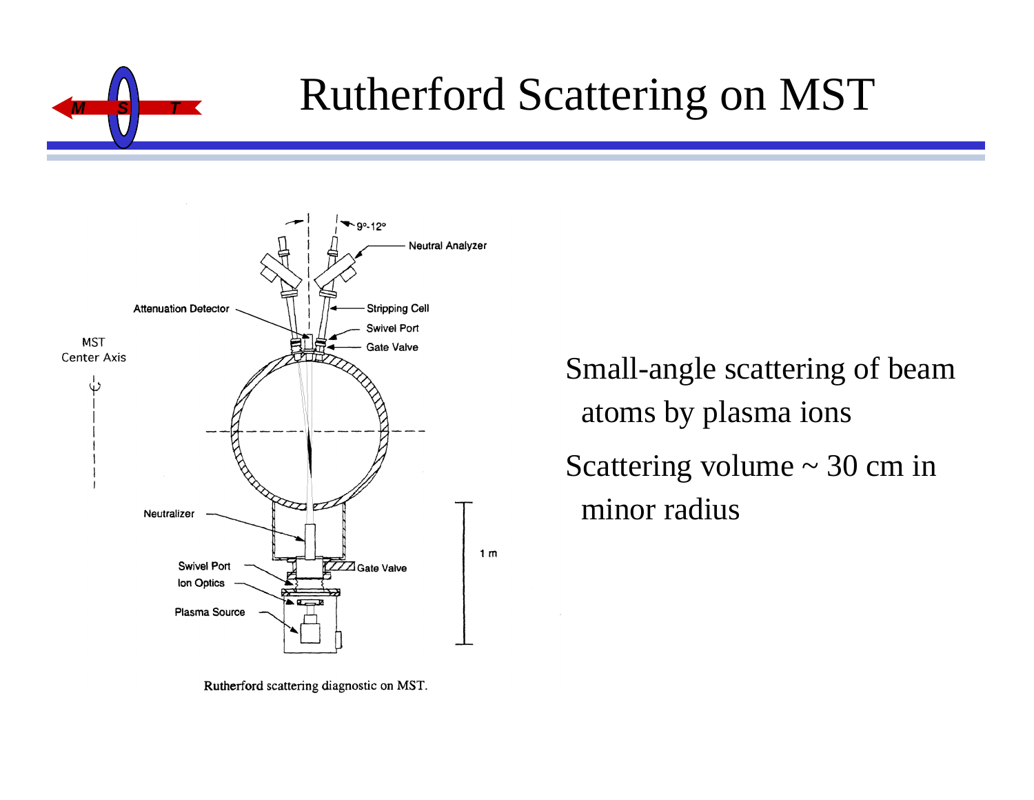# Rutherford Scattering on MST

Rutherford scattering diagnostic on MST.

- Small-angle scattering of beam atoms by plasma ions
- Scattering volume ~ 30 cm in minor radius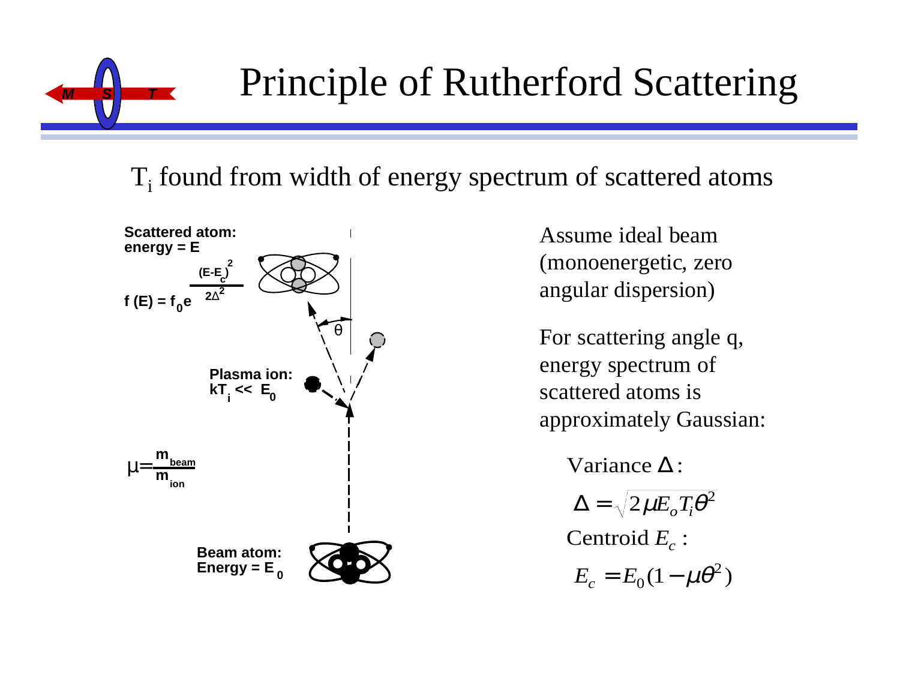# Principle of Rutherford Scattering

$T_i$ found from width of energy spectrum of scattered atoms

Scattered atom: energy = E

$f(E) = f_0 e^{\frac{(E-E_c)^2}{2\Delta^2}}$

θ

Plasma ion: $kT_i \ll E_0$

$\mu = \frac{m_{beam}}{m_{ion}}$

Beam atom: Energy = $E_0$

Assume ideal beam (monoenergetic, zero angular dispersion)

For scattering angle q, energy spectrum of scattered atoms is approximately Gaussian:

Variance $\Delta$:

$$\Delta = \sqrt{2\mu E_o T_i \theta^2}$$

Centroid $E_c$ :

$$E_c = E_0(1 - \mu\theta^2)$$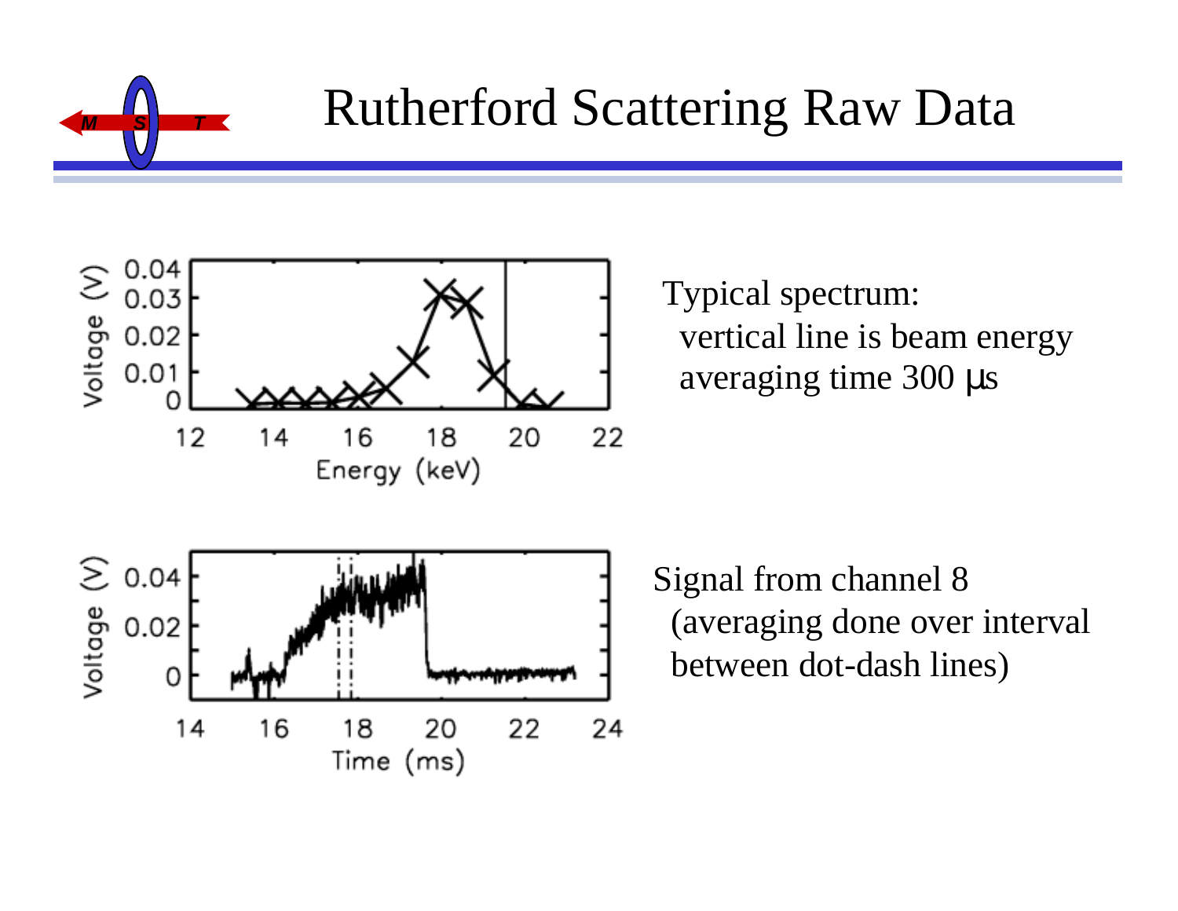# Rutherford Scattering Raw Data

Typical spectrum:
- vertical line is beam energy
- averaging time 300 μs

Signal from channel 8
(averaging done over interval between dot-dash lines)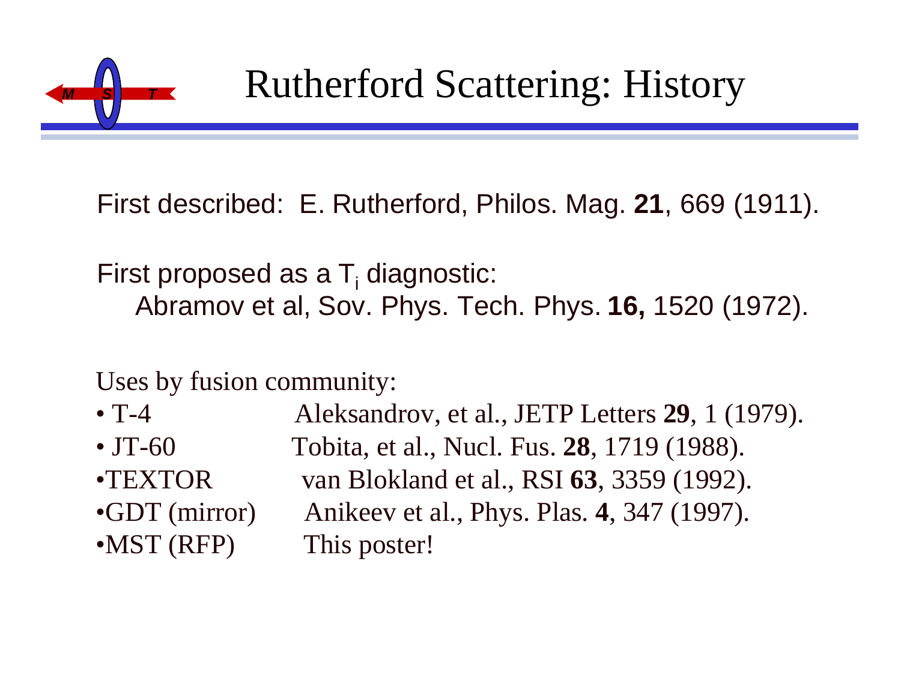# Rutherford Scattering: History

First described: E. Rutherford, Philos. Mag. **21**, 669 (1911).

First proposed as a $T_i$ diagnostic:
Abramov et al, Sov. Phys. Tech. Phys. **16,** 1520 (1972).

Uses by fusion community:

| | |
|---|---|
| • T-4 | Aleksandrov, et al., JETP Letters **29**, 1 (1979). |
| • JT-60 | Tobita, et al., Nucl. Fus. **28**, 1719 (1988). |
| •TEXTOR | van Blokland et al., RSI **63**, 3359 (1992). |
| •GDT (mirror) | Anikeev et al., Phys. Plas. **4**, 347 (1997). |
| •MST (RFP) | This poster! |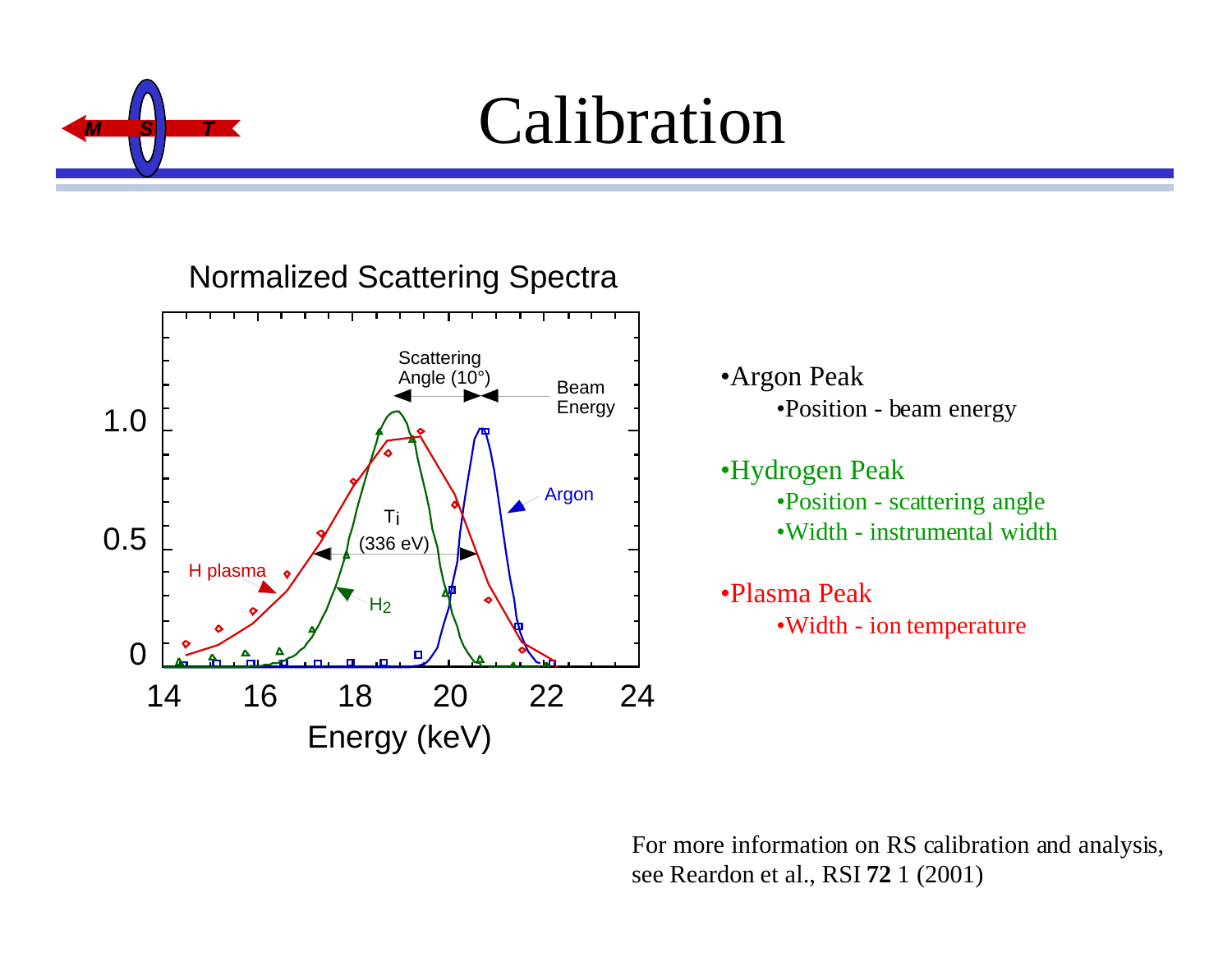# Calibration

Normalized Scattering Spectra

- Argon Peak
  - Position - beam energy
- Hydrogen Peak
  - Position - scattering angle
  - Width - instrumental width
- Plasma Peak
  - Width - ion temperature

For more information on RS calibration and analysis, see Reardon et al., RSI **72** 1 (2001)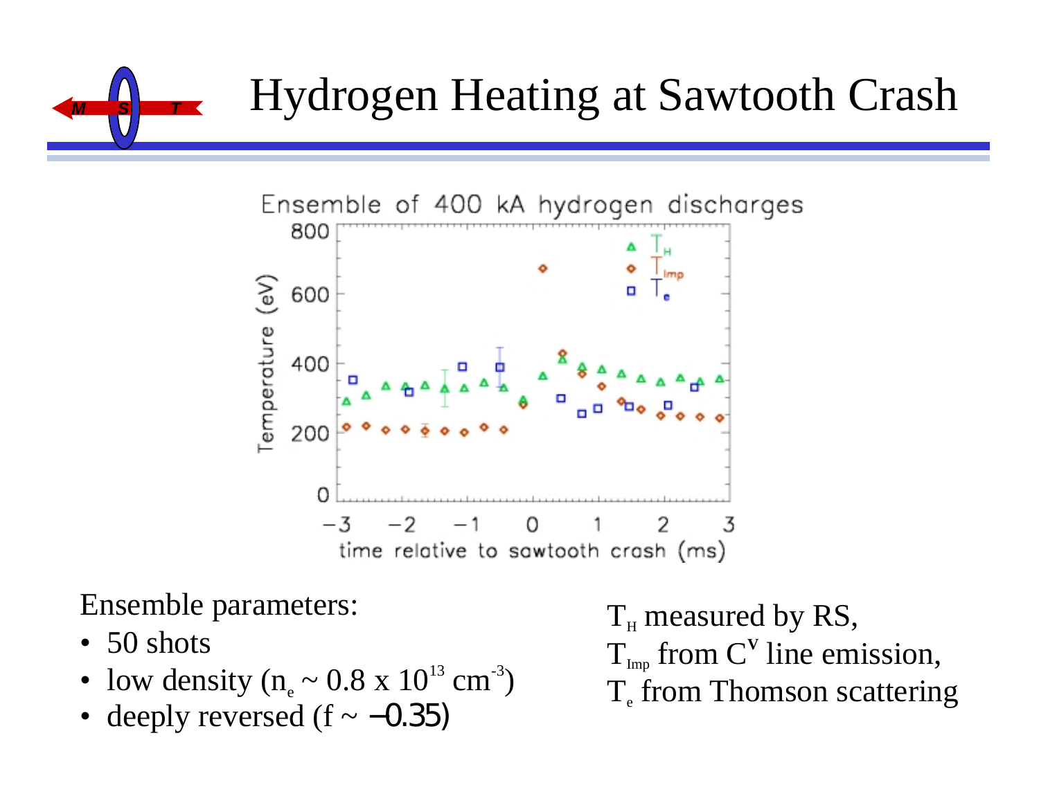# Hydrogen Heating at Sawtooth Crash

Ensemble of 400 kA hydrogen discharges

Ensemble parameters:

- 50 shots
- low density ($n_e \sim 0.8 \times 10^{13}$ cm$^{-3}$)
- deeply reversed ($f \sim -0.35$)

$T_H$ measured by RS,
$T_{Imp}$ from $C^V$ line emission,
$T_e$ from Thomson scattering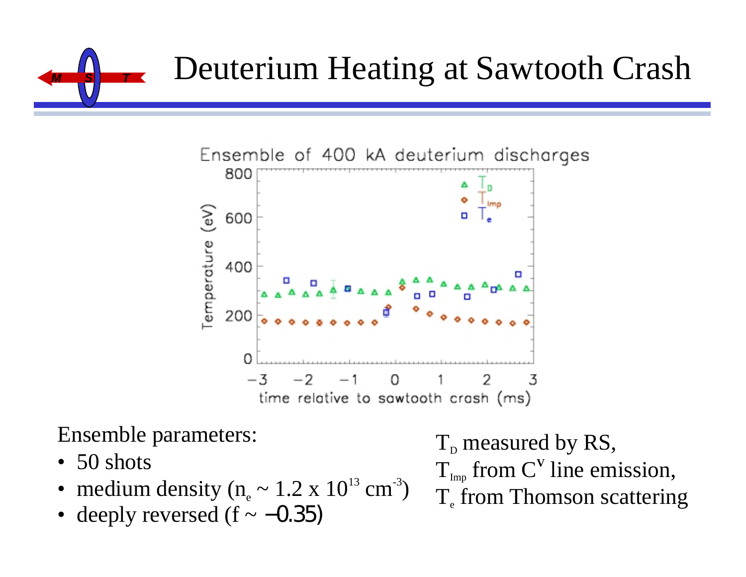# Deuterium Heating at Sawtooth Crash

Ensemble of 400 kA deuterium discharges

Ensemble parameters:

- 50 shots
- medium density ($n_e \sim 1.2 \times 10^{13}$ cm$^{-3}$)
- deeply reversed ($f \sim -0.35$)

$T_D$ measured by RS,
$T_{Imp}$ from $C^V$ line emission,
$T_e$ from Thomson scattering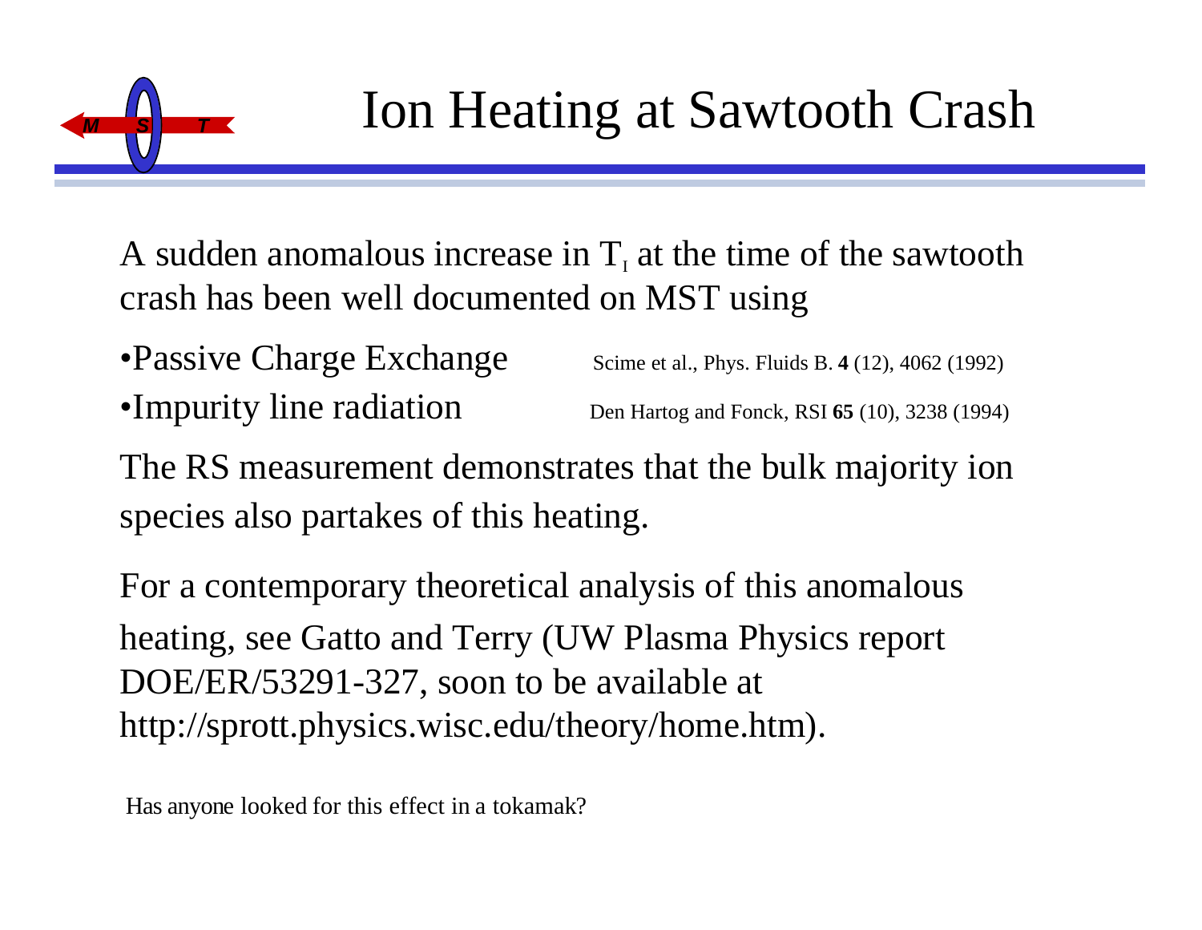# Ion Heating at Sawtooth Crash

A sudden anomalous increase in $T_I$ at the time of the sawtooth crash has been well documented on MST using

- Passive Charge Exchange — Scime et al., Phys. Fluids B. **4** (12), 4062 (1992)
- Impurity line radiation — Den Hartog and Fonck, RSI **65** (10), 3238 (1994)

The RS measurement demonstrates that the bulk majority ion species also partakes of this heating.

For a contemporary theoretical analysis of this anomalous heating, see Gatto and Terry (UW Plasma Physics report DOE/ER/53291-327, soon to be available at http://sprott.physics.wisc.edu/theory/home.htm).

Has anyone looked for this effect in a tokamak?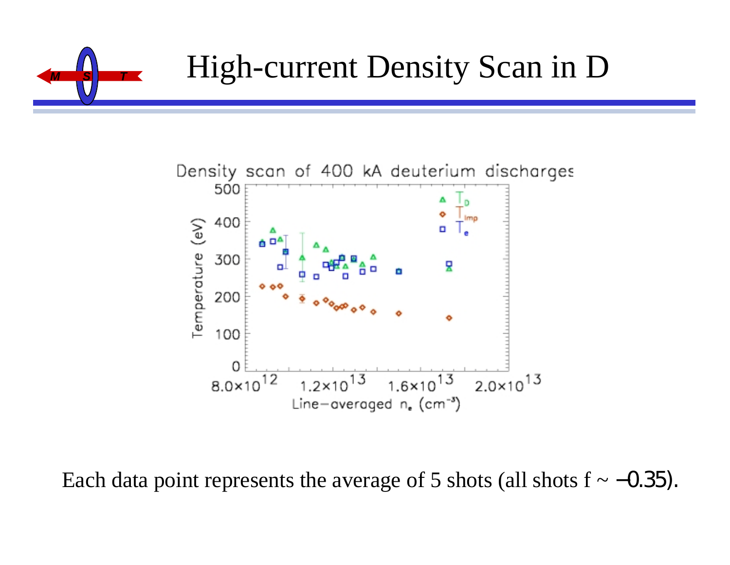# High-current Density Scan in D

Density scan of 400 kA deuterium discharges

Each data point represents the average of 5 shots (all shots f ~ −0.35).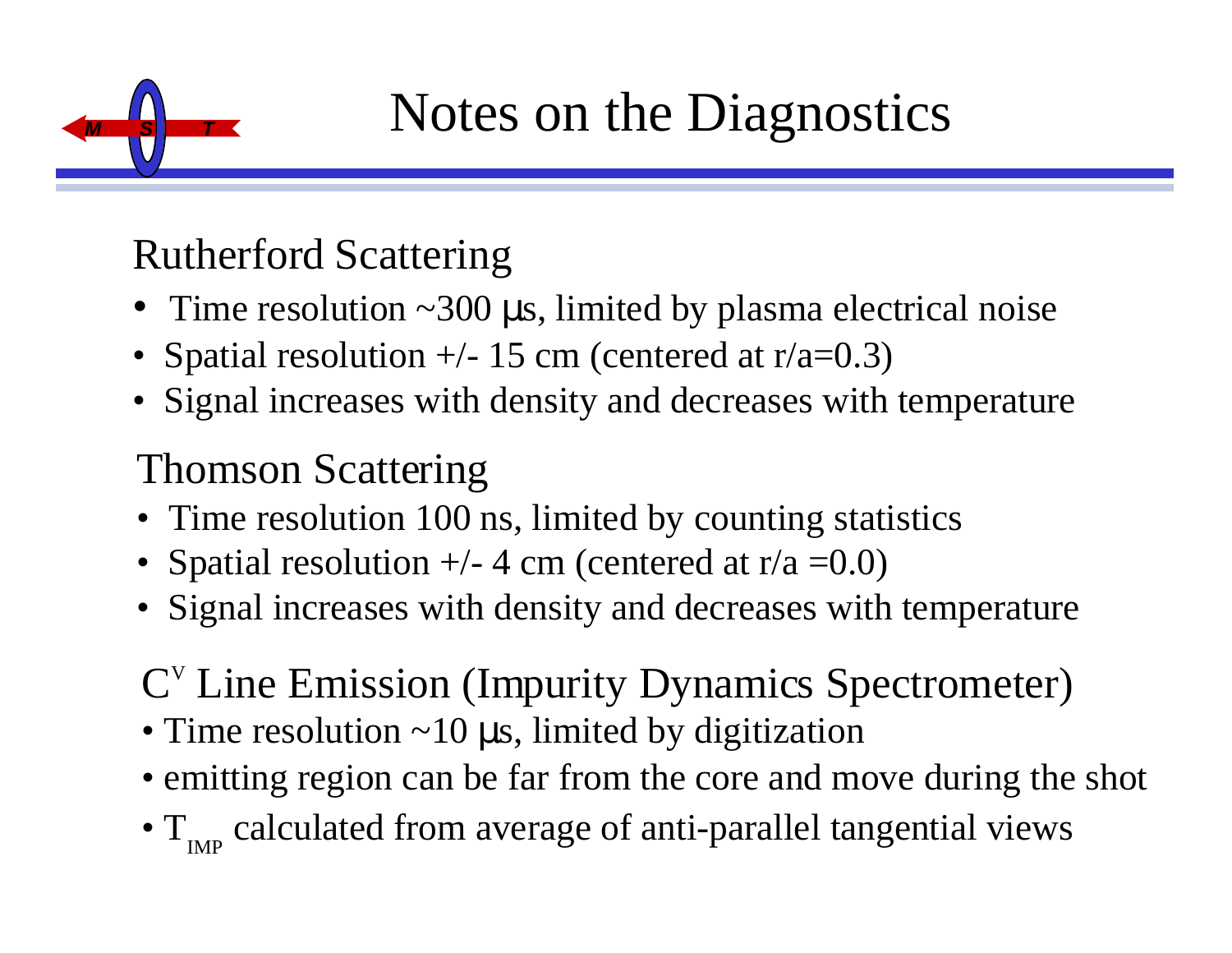# Notes on the Diagnostics

## Rutherford Scattering

- Time resolution ~300 μs, limited by plasma electrical noise
- Spatial resolution +/- 15 cm (centered at r/a=0.3)
- Signal increases with density and decreases with temperature

## Thomson Scattering

- Time resolution 100 ns, limited by counting statistics
- Spatial resolution +/- 4 cm (centered at r/a =0.0)
- Signal increases with density and decreases with temperature

## $C^{V}$ Line Emission (Impurity Dynamics Spectrometer)

- Time resolution ~10 μs, limited by digitization
- emitting region can be far from the core and move during the shot
- $T_{IMP}$ calculated from average of anti-parallel tangential views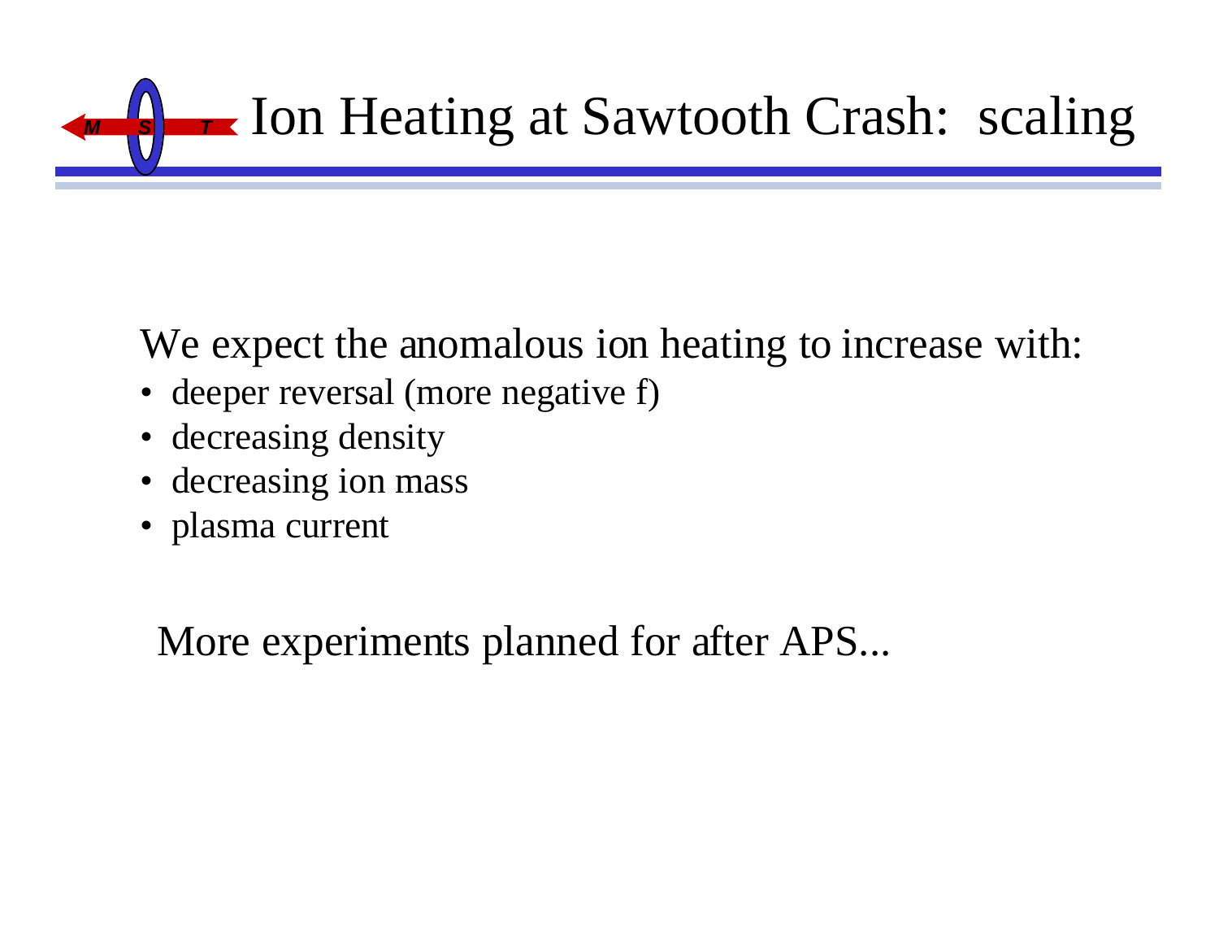# Ion Heating at Sawtooth Crash: scaling

We expect the anomalous ion heating to increase with:

- deeper reversal (more negative f)
- decreasing density
- decreasing ion mass
- plasma current

More experiments planned for after APS...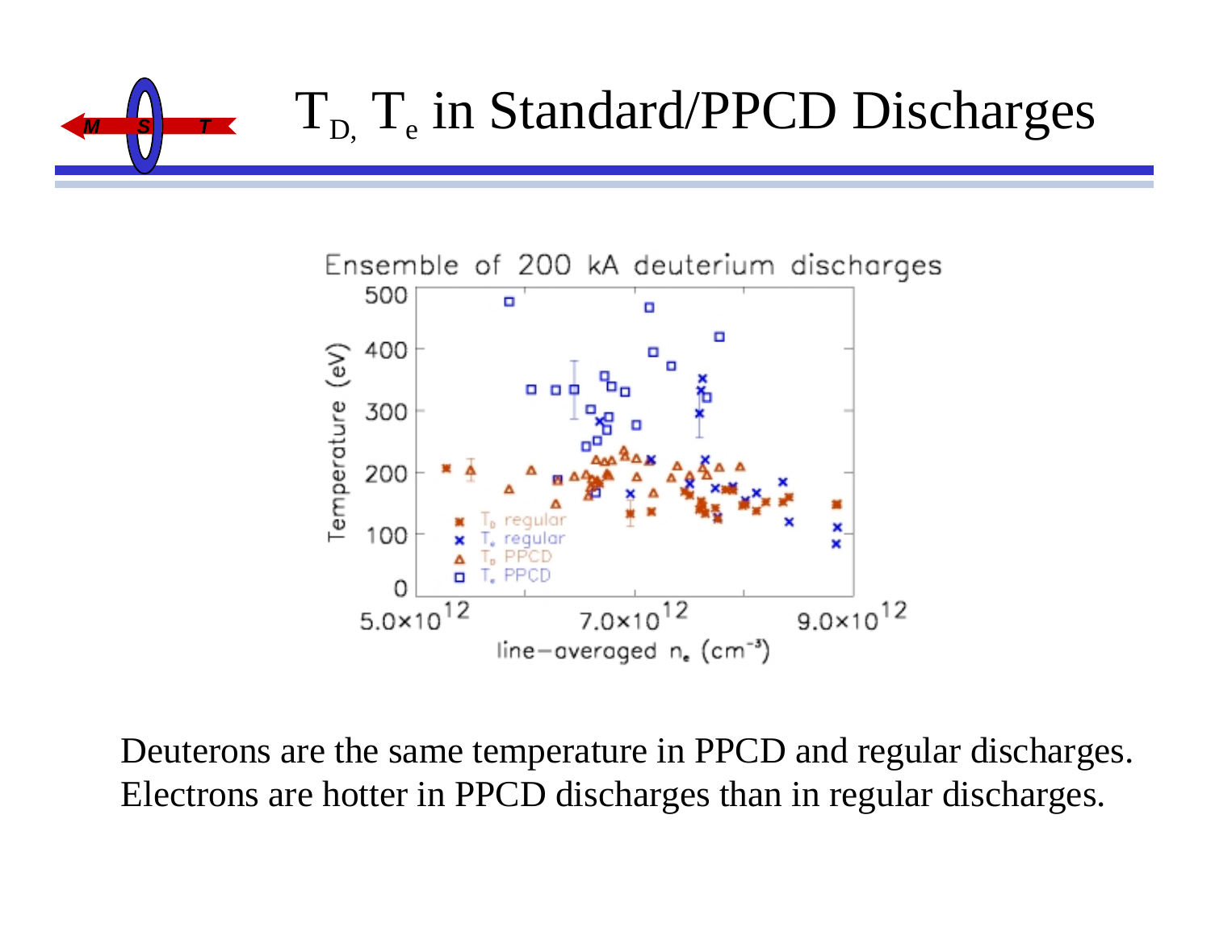# $T_{D,}$ $T_e$ in Standard/PPCD Discharges

Ensemble of 200 kA deuterium discharges

Deuterons are the same temperature in PPCD and regular discharges.
Electrons are hotter in PPCD discharges than in regular discharges.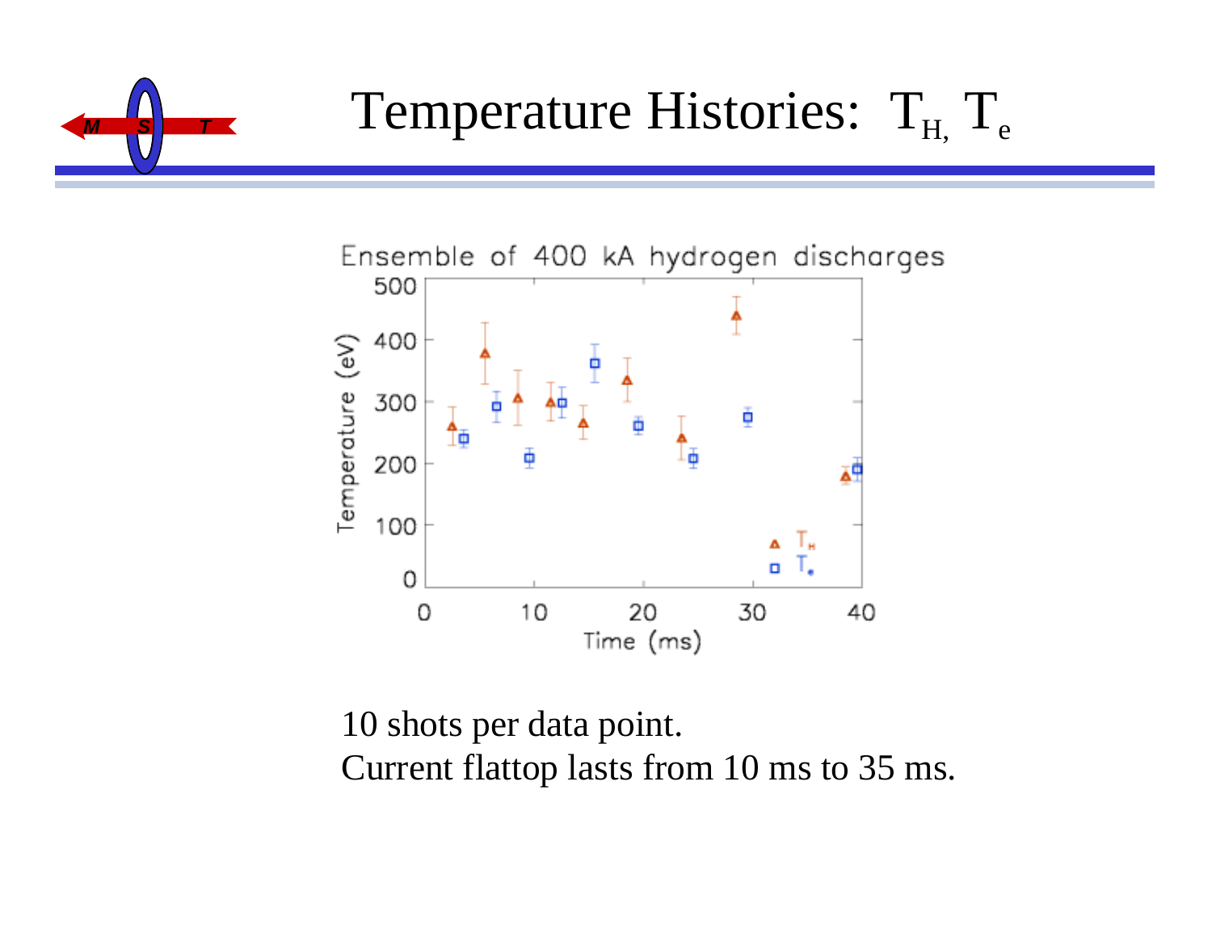# Temperature Histories: $T_{H}$, $T_e$

Ensemble of 400 kA hydrogen discharges

10 shots per data point.
Current flattop lasts from 10 ms to 35 ms.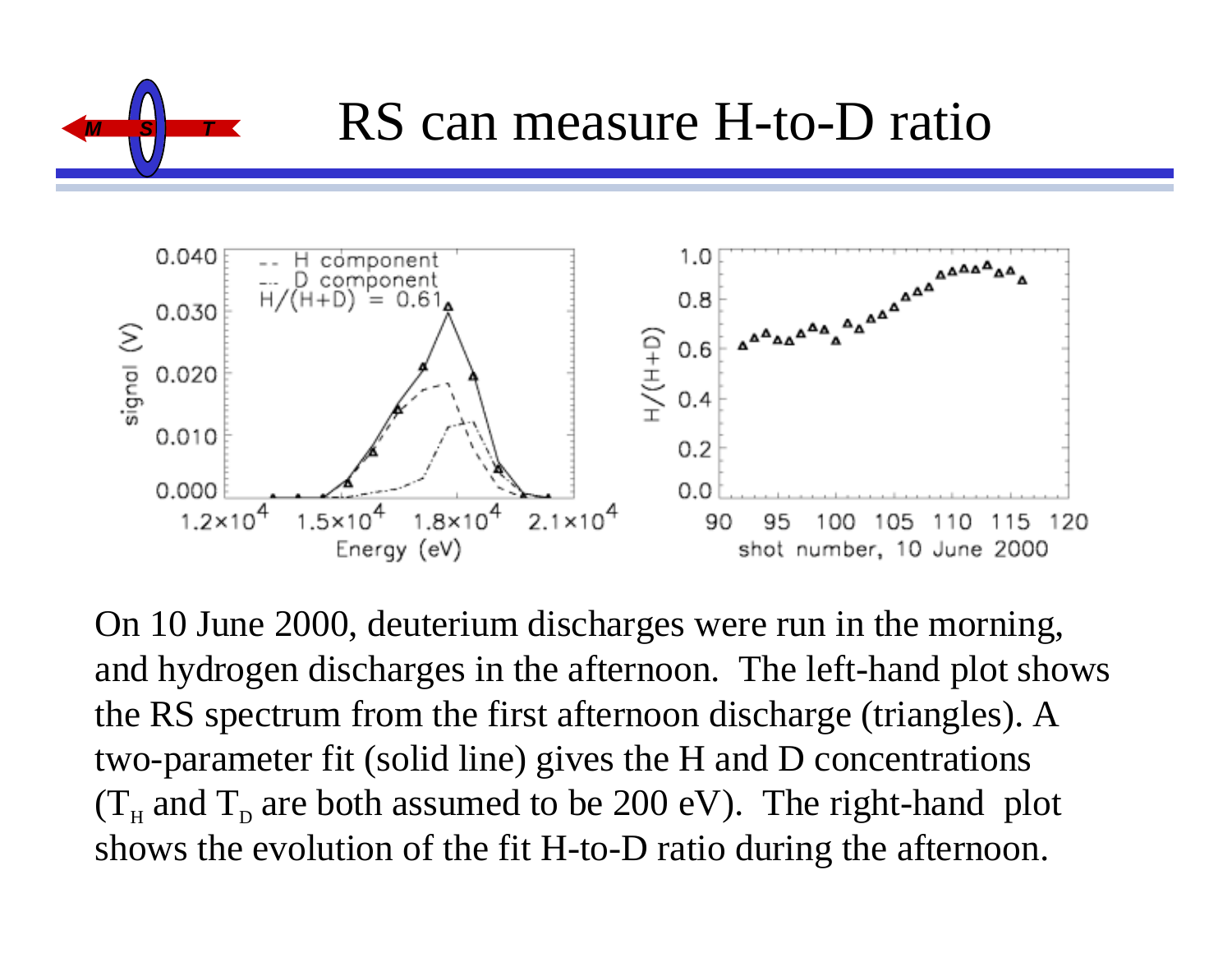# RS can measure H-to-D ratio

On 10 June 2000, deuterium discharges were run in the morning, and hydrogen discharges in the afternoon. The left-hand plot shows the RS spectrum from the first afternoon discharge (triangles). A two-parameter fit (solid line) gives the H and D concentrations ($T_H$ and $T_D$ are both assumed to be 200 eV). The right-hand plot shows the evolution of the fit H-to-D ratio during the afternoon.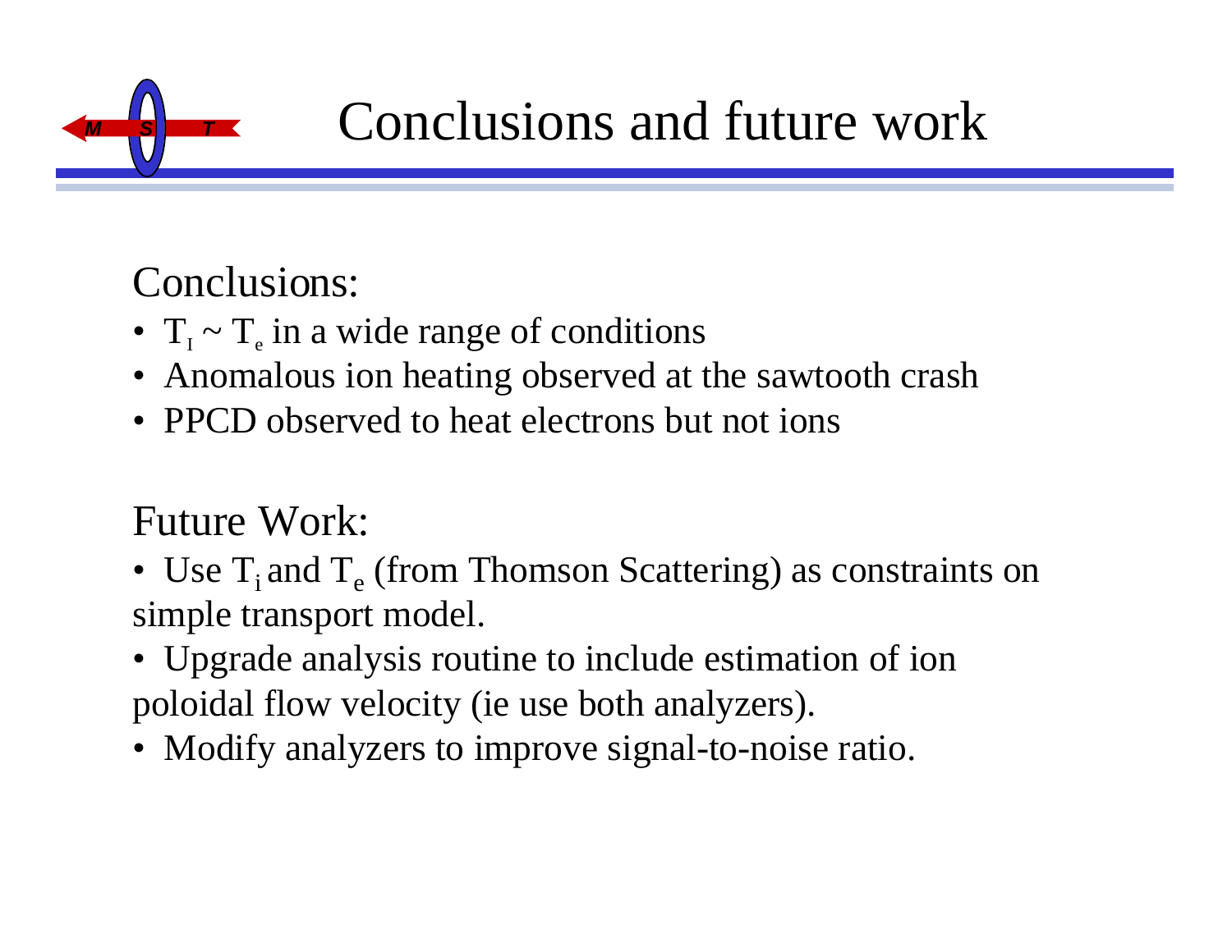# Conclusions and future work

Conclusions:

- $T_I \sim T_e$ in a wide range of conditions
- Anomalous ion heating observed at the sawtooth crash
- PPCD observed to heat electrons but not ions

Future Work:

- Use $T_i$ and $T_e$ (from Thomson Scattering) as constraints on simple transport model.
- Upgrade analysis routine to include estimation of ion poloidal flow velocity (ie use both analyzers).
- Modify analyzers to improve signal-to-noise ratio.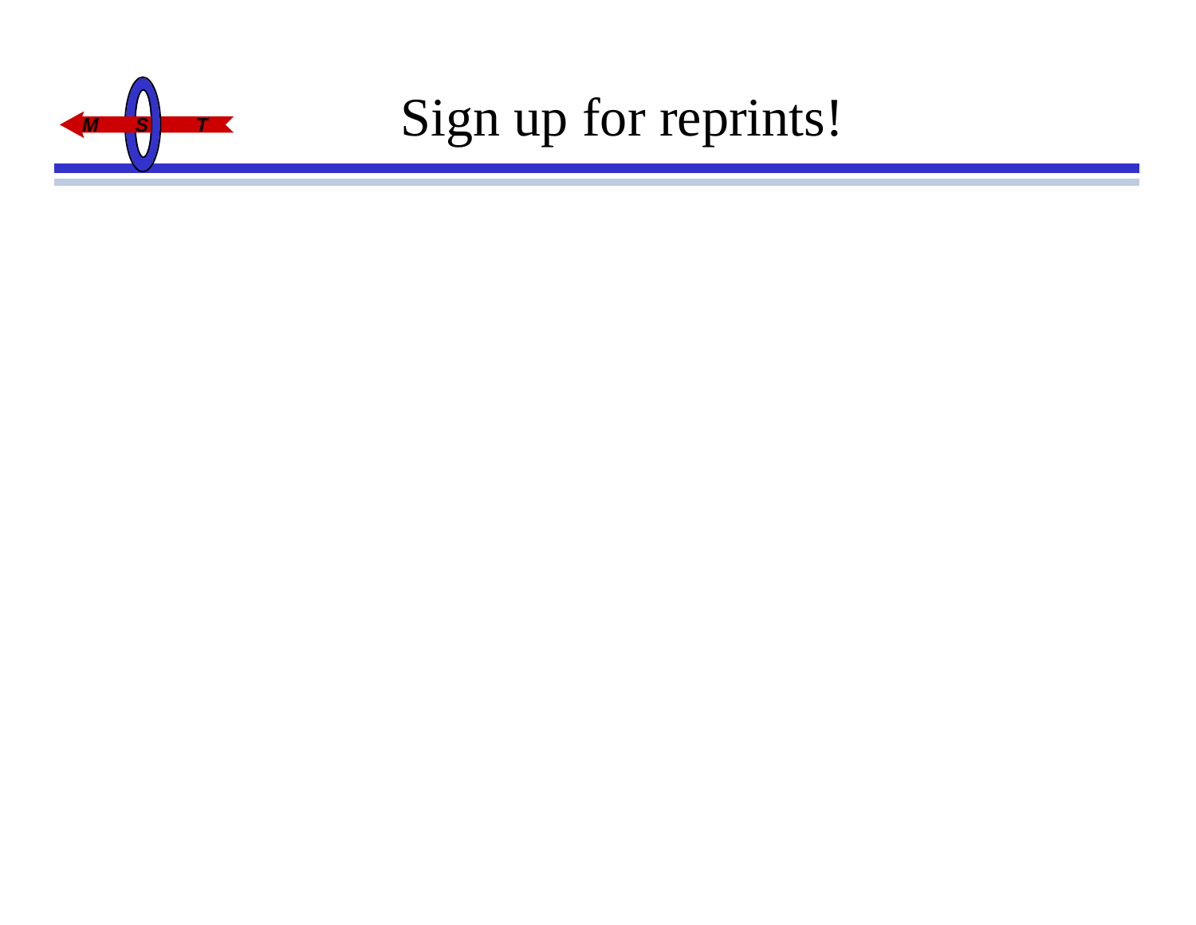# Sign up for reprints!